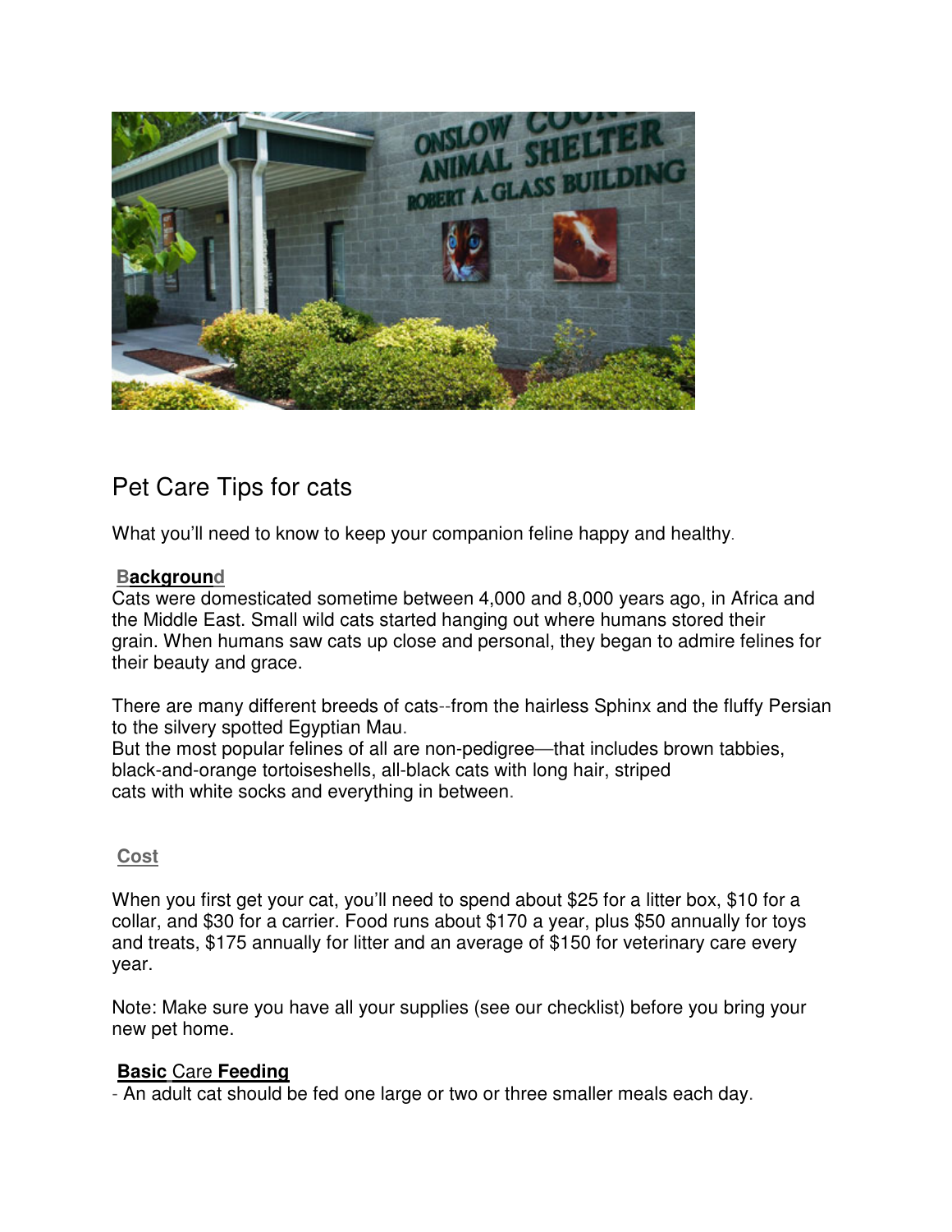## Pet Care Tips for cats

What you'll need to know to keep your companion feline happy and healthy.

### Background

Cats were domesticated sometime between 4,000 and 8,000 years ago, in Africa and the Middle East. Small wild cats started hanging out where humans stored their grain. When humans saw cats up close and personal, they began to admire felines for their beauty and grace.

There are many different breeds of cats--from the hairless Sphinx and the fluffy Persian to the silvery spotted Egyptian Mau.
But the most popular felines of all are non-pedigree—that includes brown tabbies, black-and-orange tortoiseshells, all-black cats with long hair, striped cats with white socks and everything in between.

### Cost

When you first get your cat, you'll need to spend about $25 for a litter box, $10 for a collar, and $30 for a carrier. Food runs about $170 a year, plus $50 annually for toys and treats, $175 annually for litter and an average of $150 for veterinary care every year.

Note: Make sure you have all your supplies (see our checklist) before you bring your new pet home.

### **Basic** Care **Feeding**

- An adult cat should be fed one large or two or three smaller meals each day.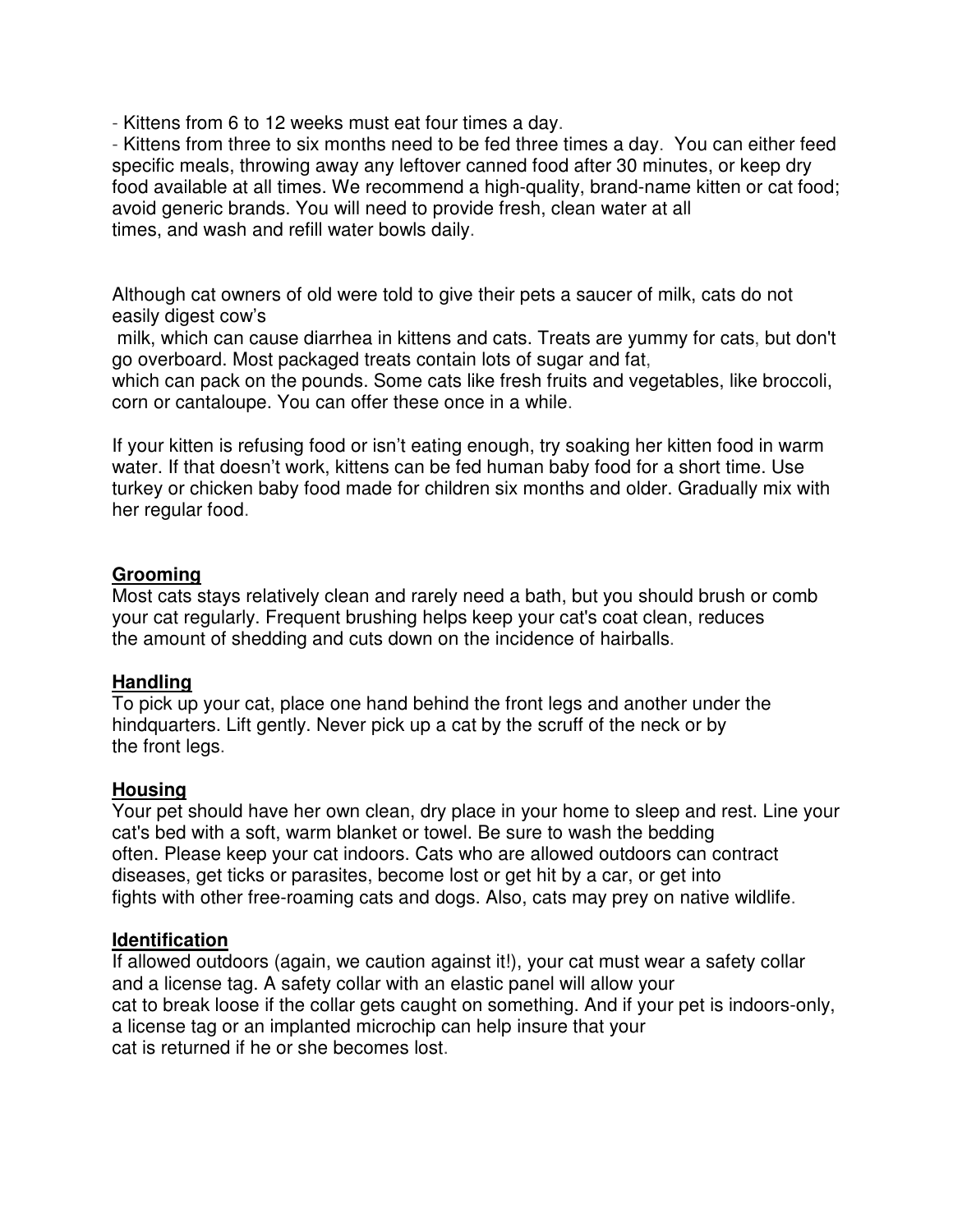- Kittens from 6 to 12 weeks must eat four times a day.
- Kittens from three to six months need to be fed three times a day. You can either feed specific meals, throwing away any leftover canned food after 30 minutes, or keep dry food available at all times. We recommend a high-quality, brand-name kitten or cat food; avoid generic brands. You will need to provide fresh, clean water at all times, and wash and refill water bowls daily.

Although cat owners of old were told to give their pets a saucer of milk, cats do not easily digest cow's milk, which can cause diarrhea in kittens and cats. Treats are yummy for cats, but don't go overboard. Most packaged treats contain lots of sugar and fat, which can pack on the pounds. Some cats like fresh fruits and vegetables, like broccoli, corn or cantaloupe. You can offer these once in a while.

If your kitten is refusing food or isn't eating enough, try soaking her kitten food in warm water. If that doesn't work, kittens can be fed human baby food for a short time. Use turkey or chicken baby food made for children six months and older. Gradually mix with her regular food.

**Grooming**

Most cats stays relatively clean and rarely need a bath, but you should brush or comb your cat regularly. Frequent brushing helps keep your cat's coat clean, reduces the amount of shedding and cuts down on the incidence of hairballs.

**Handling**

To pick up your cat, place one hand behind the front legs and another under the hindquarters. Lift gently. Never pick up a cat by the scruff of the neck or by the front legs.

**Housing**

Your pet should have her own clean, dry place in your home to sleep and rest. Line your cat's bed with a soft, warm blanket or towel. Be sure to wash the bedding often. Please keep your cat indoors. Cats who are allowed outdoors can contract diseases, get ticks or parasites, become lost or get hit by a car, or get into fights with other free-roaming cats and dogs. Also, cats may prey on native wildlife.

**Identification**

If allowed outdoors (again, we caution against it!), your cat must wear a safety collar and a license tag. A safety collar with an elastic panel will allow your cat to break loose if the collar gets caught on something. And if your pet is indoors-only, a license tag or an implanted microchip can help insure that your cat is returned if he or she becomes lost.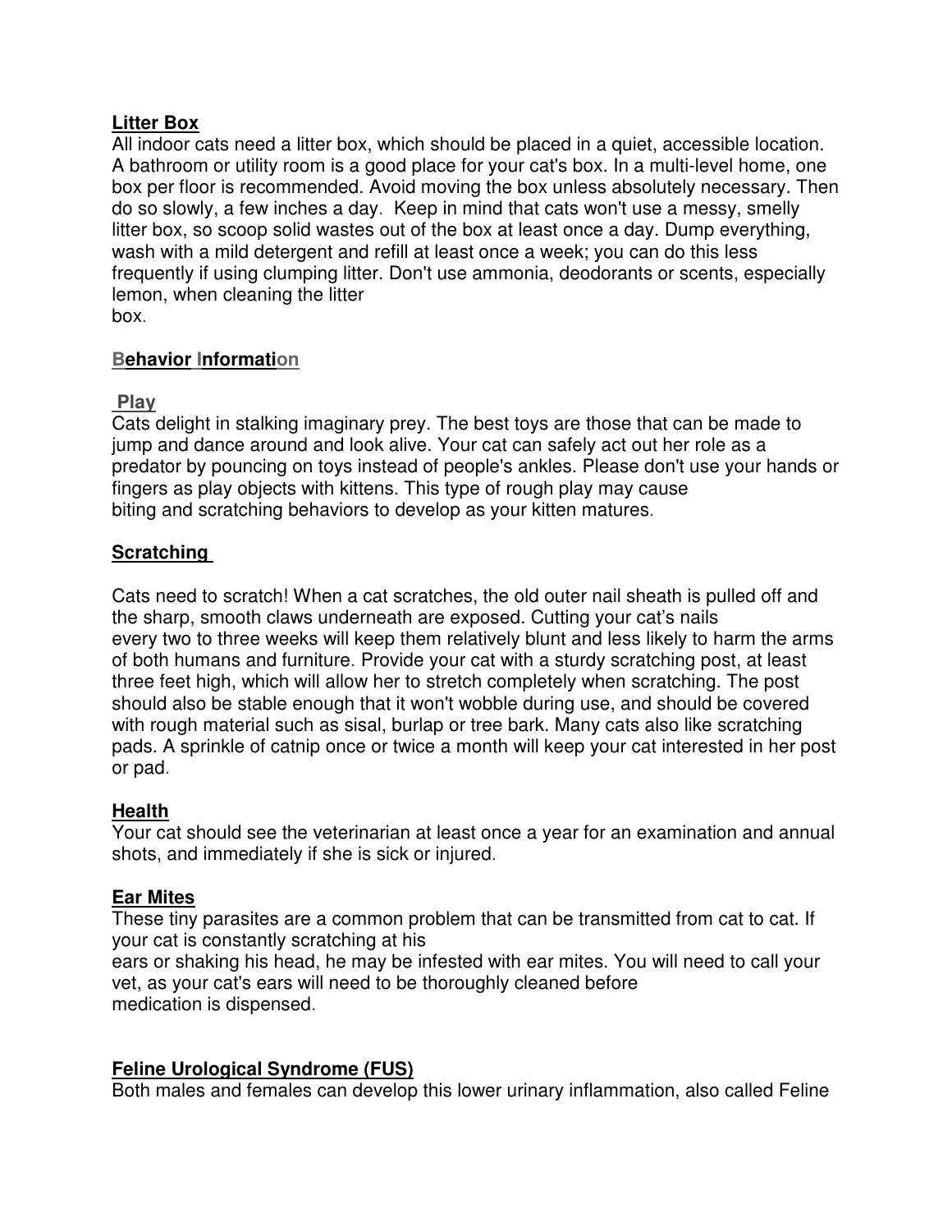## Litter Box

All indoor cats need a litter box, which should be placed in a quiet, accessible location. A bathroom or utility room is a good place for your cat's box. In a multi-level home, one box per floor is recommended. Avoid moving the box unless absolutely necessary. Then do so slowly, a few inches a day. Keep in mind that cats won't use a messy, smelly litter box, so scoop solid wastes out of the box at least once a day. Dump everything, wash with a mild detergent and refill at least once a week; you can do this less frequently if using clumping litter. Don't use ammonia, deodorants or scents, especially lemon, when cleaning the litter box.

## Behavior Information

### Play

Cats delight in stalking imaginary prey. The best toys are those that can be made to jump and dance around and look alive. Your cat can safely act out her role as a predator by pouncing on toys instead of people's ankles. Please don't use your hands or fingers as play objects with kittens. This type of rough play may cause biting and scratching behaviors to develop as your kitten matures.

### Scratching

Cats need to scratch! When a cat scratches, the old outer nail sheath is pulled off and the sharp, smooth claws underneath are exposed. Cutting your cat's nails every two to three weeks will keep them relatively blunt and less likely to harm the arms of both humans and furniture. Provide your cat with a sturdy scratching post, at least three feet high, which will allow her to stretch completely when scratching. The post should also be stable enough that it won't wobble during use, and should be covered with rough material such as sisal, burlap or tree bark. Many cats also like scratching pads. A sprinkle of catnip once or twice a month will keep your cat interested in her post or pad.

## Health

Your cat should see the veterinarian at least once a year for an examination and annual shots, and immediately if she is sick or injured.

### Ear Mites

These tiny parasites are a common problem that can be transmitted from cat to cat. If your cat is constantly scratching at his ears or shaking his head, he may be infested with ear mites. You will need to call your vet, as your cat's ears will need to be thoroughly cleaned before medication is dispensed.

### Feline Urological Syndrome (FUS)

Both males and females can develop this lower urinary inflammation, also called Feline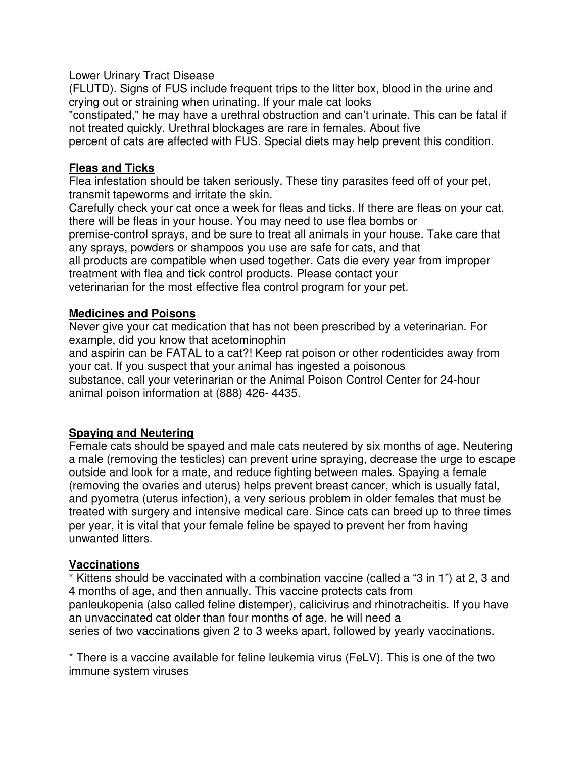Lower Urinary Tract Disease
(FLUTD). Signs of FUS include frequent trips to the litter box, blood in the urine and crying out or straining when urinating. If your male cat looks "constipated," he may have a urethral obstruction and can't urinate. This can be fatal if not treated quickly. Urethral blockages are rare in females. About five percent of cats are affected with FUS. Special diets may help prevent this condition.

## Fleas and Ticks

Flea infestation should be taken seriously. These tiny parasites feed off of your pet, transmit tapeworms and irritate the skin.
Carefully check your cat once a week for fleas and ticks. If there are fleas on your cat, there will be fleas in your house. You may need to use flea bombs or premise-control sprays, and be sure to treat all animals in your house. Take care that any sprays, powders or shampoos you use are safe for cats, and that all products are compatible when used together. Cats die every year from improper treatment with flea and tick control products. Please contact your veterinarian for the most effective flea control program for your pet.

## Medicines and Poisons

Never give your cat medication that has not been prescribed by a veterinarian. For example, did you know that acetominophin and aspirin can be FATAL to a cat?! Keep rat poison or other rodenticides away from your cat. If you suspect that your animal has ingested a poisonous substance, call your veterinarian or the Animal Poison Control Center for 24-hour animal poison information at (888) 426- 4435.

## Spaying and Neutering

Female cats should be spayed and male cats neutered by six months of age. Neutering a male (removing the testicles) can prevent urine spraying, decrease the urge to escape outside and look for a mate, and reduce fighting between males. Spaying a female (removing the ovaries and uterus) helps prevent breast cancer, which is usually fatal, and pyometra (uterus infection), a very serious problem in older females that must be treated with surgery and intensive medical care. Since cats can breed up to three times per year, it is vital that your female feline be spayed to prevent her from having unwanted litters.

## Vaccinations

* Kittens should be vaccinated with a combination vaccine (called a "3 in 1") at 2, 3 and 4 months of age, and then annually. This vaccine protects cats from panleukopenia (also called feline distemper), calicivirus and rhinotracheitis. If you have an unvaccinated cat older than four months of age, he will need a series of two vaccinations given 2 to 3 weeks apart, followed by yearly vaccinations.

* There is a vaccine available for feline leukemia virus (FeLV). This is one of the two immune system viruses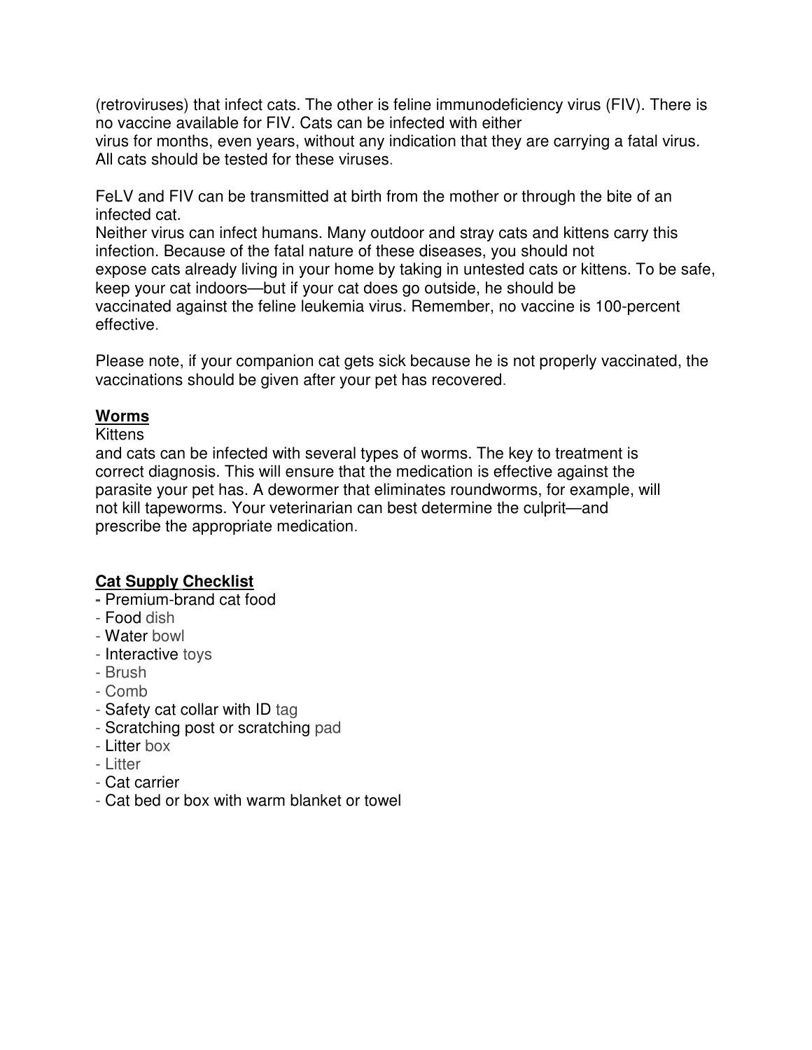(retroviruses) that infect cats. The other is feline immunodeficiency virus (FIV). There is no vaccine available for FIV. Cats can be infected with either virus for months, even years, without any indication that they are carrying a fatal virus. All cats should be tested for these viruses.

FeLV and FIV can be transmitted at birth from the mother or through the bite of an infected cat.
Neither virus can infect humans. Many outdoor and stray cats and kittens carry this infection. Because of the fatal nature of these diseases, you should not expose cats already living in your home by taking in untested cats or kittens. To be safe, keep your cat indoors—but if your cat does go outside, he should be vaccinated against the feline leukemia virus. Remember, no vaccine is 100-percent effective.

Please note, if your companion cat gets sick because he is not properly vaccinated, the vaccinations should be given after your pet has recovered.

## Worms

Kittens and cats can be infected with several types of worms. The key to treatment is correct diagnosis. This will ensure that the medication is effective against the parasite your pet has. A dewormer that eliminates roundworms, for example, will not kill tapeworms. Your veterinarian can best determine the culprit—and prescribe the appropriate medication.

## Cat Supply Checklist

- Premium-brand cat food
- Food dish
- Water bowl
- Interactive toys
- Brush
- Comb
- Safety cat collar with ID tag
- Scratching post or scratching pad
- Litter box
- Litter
- Cat carrier
- Cat bed or box with warm blanket or towel